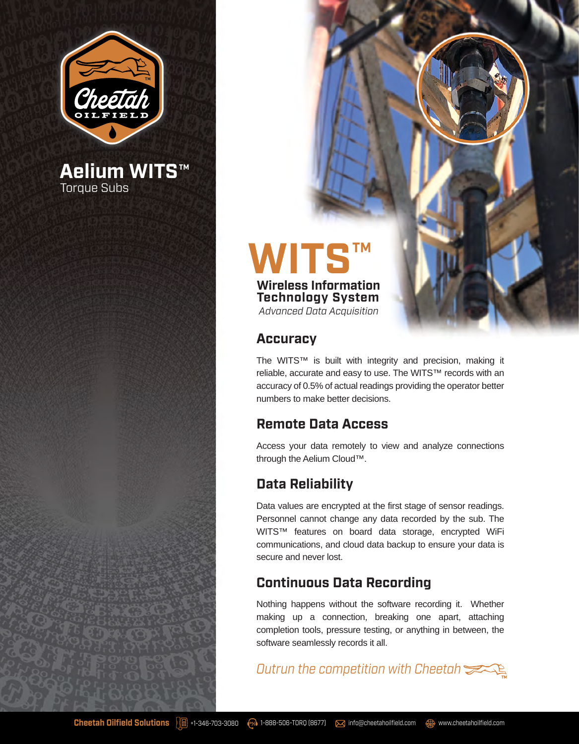# Aelium WITS™

Torque Subs

# WITS™

## Wireless Information Technology System

*Advanced Data Acquisition*

## Accuracy

The WITS™ is built with integrity and precision, making it reliable, accurate and easy to use. The WITS™ records with an accuracy of 0.5% of actual readings providing the operator better numbers to make better decisions.

## Remote Data Access

Access your data remotely to view and analyze connections through the Aelium Cloud™.

## Data Reliability

Data values are encrypted at the first stage of sensor readings. Personnel cannot change any data recorded by the sub. The WITS™ features on board data storage, encrypted WiFi communications, and cloud data backup to ensure your data is secure and never lost.

## Continuous Data Recording

Nothing happens without the software recording it. Whether making up a connection, breaking one apart, attaching completion tools, pressure testing, or anything in between, the software seamlessly records it all.

*Outrun the competition with Cheetah*

**Cheetah Oilfield Solutions** +1-346-703-3080 1-888-506-TORQ (8677) info@cheetahoilfield.com www.cheetahoilfield.com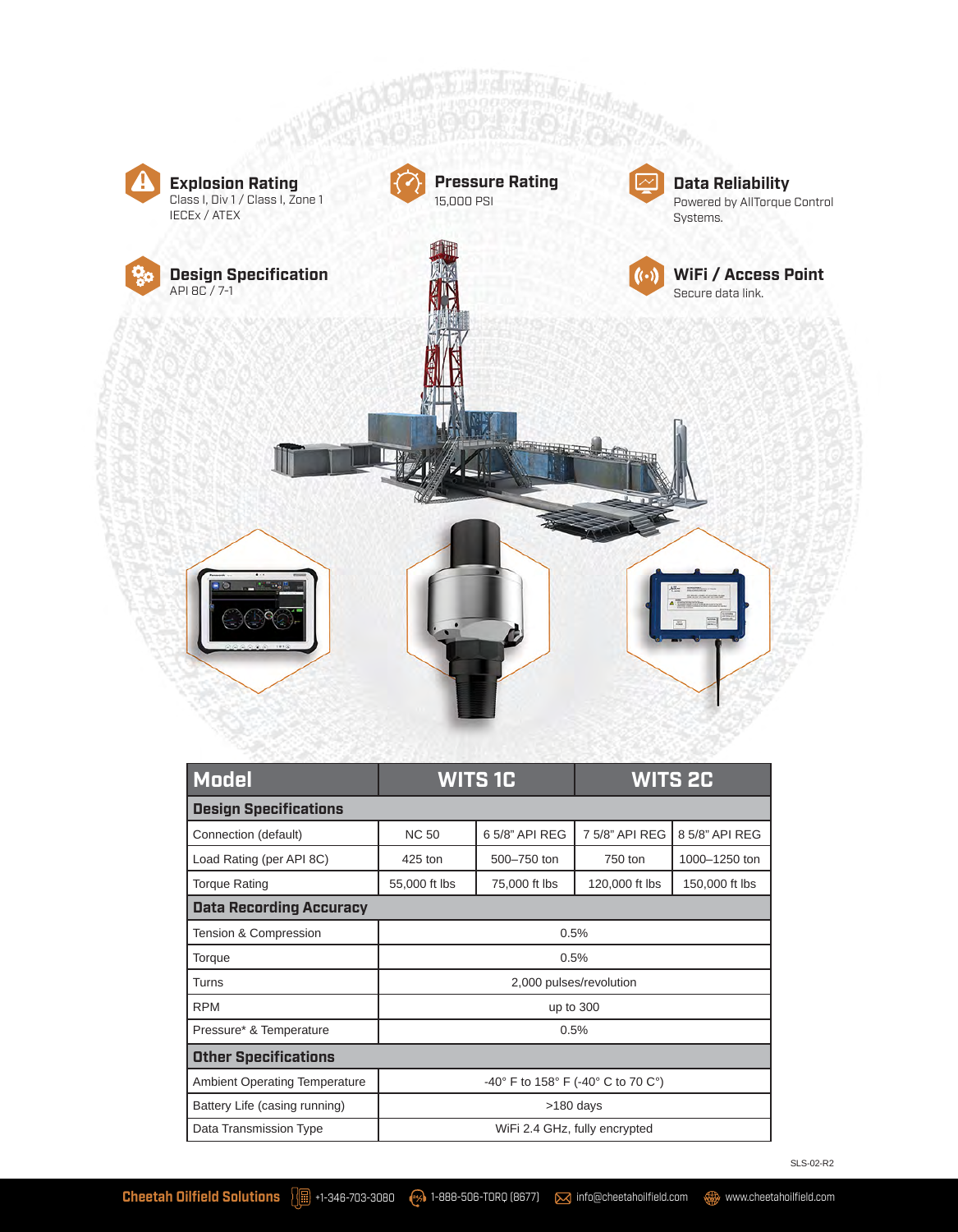**Explosion Rating**
Class I, Div 1 / Class I, Zone 1
IECEx / ATEX

**Pressure Rating**
15,000 PSI

**Data Reliability**
Powered by AllTorque Control Systems.

**Design Specification**
API 8C / 7-1

**WiFi / Access Point**
Secure data link.

| Model | WITS 1C | | WITS 2C | |
|---|---|---|---|---|
| **Design Specifications** | | | | |
| Connection (default) | NC 50 | 6 5/8" API REG | 7 5/8" API REG | 8 5/8" API REG |
| Load Rating (per API 8C) | 425 ton | 500–750 ton | 750 ton | 1000–1250 ton |
| Torque Rating | 55,000 ft lbs | 75,000 ft lbs | 120,000 ft lbs | 150,000 ft lbs |
| **Data Recording Accuracy** | | | | |
| Tension & Compression | 0.5% | | | |
| Torque | 0.5% | | | |
| Turns | 2,000 pulses/revolution | | | |
| RPM | up to 300 | | | |
| Pressure* & Temperature | 0.5% | | | |
| **Other Specifications** | | | | |
| Ambient Operating Temperature | -40° F to 158° F (-40° C to 70 C°) | | | |
| Battery Life (casing running) | >180 days | | | |
| Data Transmission Type | WiFi 2.4 GHz, fully encrypted | | | |

SLS-02-R2

**Cheetah Oilfield Solutions** +1-346-703-3080 | 1-888-506-TORQ (8677) | info@cheetahoilfield.com | www.cheetahoilfield.com